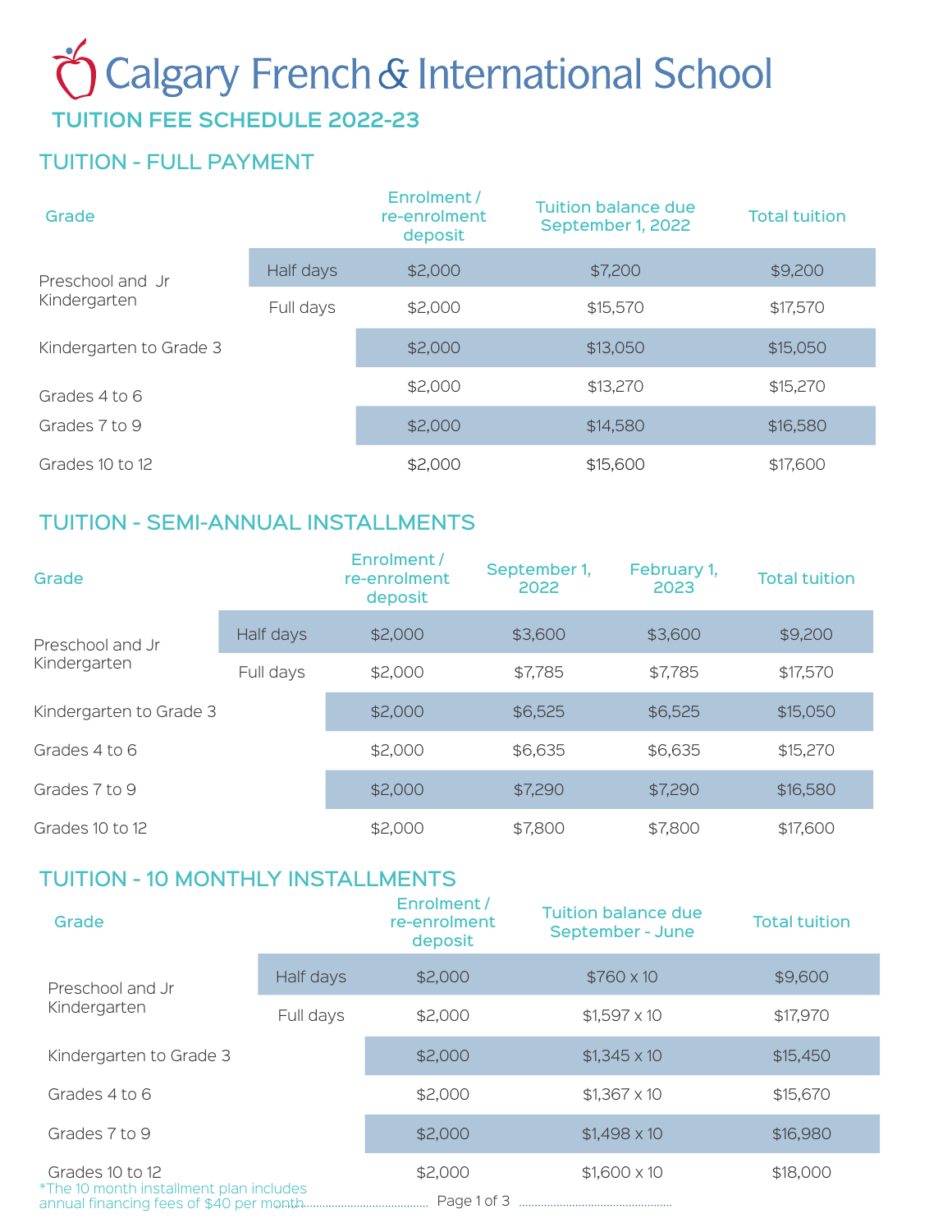# Calgary French & International School

## TUITION FEE SCHEDULE 2022-23

### TUITION - FULL PAYMENT

| Grade | | Enrolment / re-enrolment deposit | Tuition balance due September 1, 2022 | Total tuition |
|---|---|---|---|---|
| Preschool and Jr Kindergarten | Half days | $2,000 | $7,200 | $9,200 |
| | Full days | $2,000 | $15,570 | $17,570 |
| Kindergarten to Grade 3 | | $2,000 | $13,050 | $15,050 |
| Grades 4 to 6 | | $2,000 | $13,270 | $15,270 |
| Grades 7 to 9 | | $2,000 | $14,580 | $16,580 |
| Grades 10 to 12 | | $2,000 | $15,600 | $17,600 |

### TUITION - SEMI-ANNUAL INSTALLMENTS

| Grade | | Enrolment / re-enrolment deposit | September 1, 2022 | February 1, 2023 | Total tuition |
|---|---|---|---|---|---|
| Preschool and Jr Kindergarten | Half days | $2,000 | $3,600 | $3,600 | $9,200 |
| | Full days | $2,000 | $7,785 | $7,785 | $17,570 |
| Kindergarten to Grade 3 | | $2,000 | $6,525 | $6,525 | $15,050 |
| Grades 4 to 6 | | $2,000 | $6,635 | $6,635 | $15,270 |
| Grades 7 to 9 | | $2,000 | $7,290 | $7,290 | $16,580 |
| Grades 10 to 12 | | $2,000 | $7,800 | $7,800 | $17,600 |

### TUITION - 10 MONTHLY INSTALLMENTS

| Grade | | Enrolment / re-enrolment deposit | Tuition balance due September - June | Total tuition |
|---|---|---|---|---|
| Preschool and Jr Kindergarten | Half days | $2,000 | $760 x 10 | $9,600 |
| | Full days | $2,000 | $1,597 x 10 | $17,970 |
| Kindergarten to Grade 3 | | $2,000 | $1,345 x 10 | $15,450 |
| Grades 4 to 6 | | $2,000 | $1,367 x 10 | $15,670 |
| Grades 7 to 9 | | $2,000 | $1,498 x 10 | $16,980 |
| Grades 10 to 12 | | $2,000 | $1,600 x 10 | $18,000 |

*The 10 month installment plan includes annual financing fees of $40 per month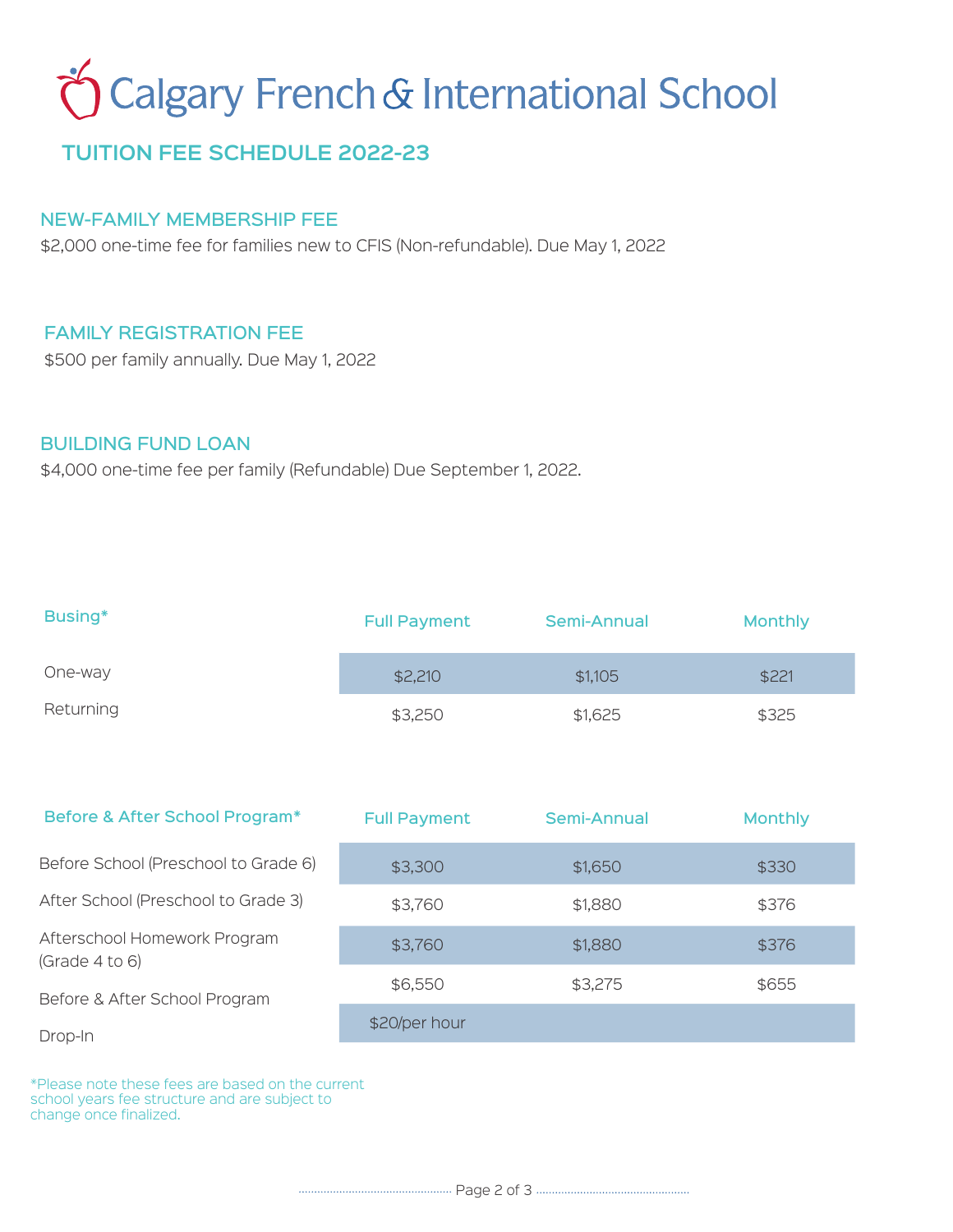# Calgary French & International School

## TUITION FEE SCHEDULE 2022-23

### NEW-FAMILY MEMBERSHIP FEE

$2,000 one-time fee for families new to CFIS (Non-refundable). Due May 1, 2022

### FAMILY REGISTRATION FEE

$500 per family annually. Due May 1, 2022

### BUILDING FUND LOAN

$4,000 one-time fee per family (Refundable) Due September 1, 2022.

| Busing* | Full Payment | Semi-Annual | Monthly |
|---|---|---|---|
| One-way | $2,210 | $1,105 | $221 |
| Returning | $3,250 | $1,625 | $325 |

| Before & After School Program* | Full Payment | Semi-Annual | Monthly |
|---|---|---|---|
| Before School (Preschool to Grade 6) | $3,300 | $1,650 | $330 |
| After School (Preschool to Grade 3) | $3,760 | $1,880 | $376 |
| Afterschool Homework Program (Grade 4 to 6) | $3,760 | $1,880 | $376 |
| Before & After School Program | $6,550 | $3,275 | $655 |
| Drop-In | $20/per hour | | |

*Please note these fees are based on the current school years fee structure and are subject to change once finalized.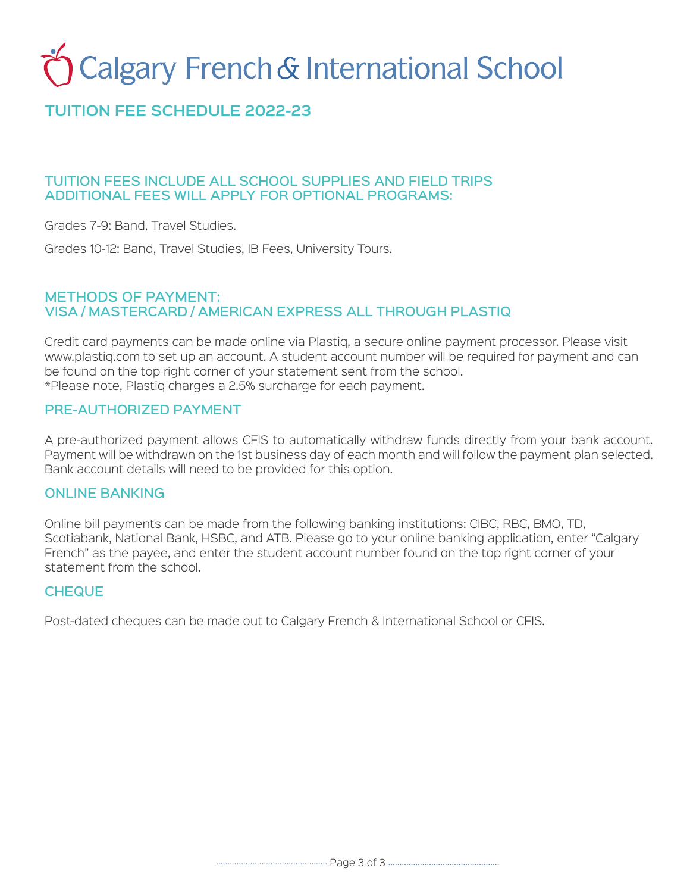# Calgary French & International School

## TUITION FEE SCHEDULE 2022-23

### TUITION FEES INCLUDE ALL SCHOOL SUPPLIES AND FIELD TRIPS ADDITIONAL FEES WILL APPLY FOR OPTIONAL PROGRAMS:

Grades 7-9: Band, Travel Studies.

Grades 10-12: Band, Travel Studies, IB Fees, University Tours.

### METHODS OF PAYMENT: VISA / MASTERCARD / AMERICAN EXPRESS ALL THROUGH PLASTIQ

Credit card payments can be made online via Plastiq, a secure online payment processor. Please visit www.plastiq.com to set up an account. A student account number will be required for payment and can be found on the top right corner of your statement sent from the school.
*Please note, Plastiq charges a 2.5% surcharge for each payment.

### PRE-AUTHORIZED PAYMENT

A pre-authorized payment allows CFIS to automatically withdraw funds directly from your bank account. Payment will be withdrawn on the 1st business day of each month and will follow the payment plan selected. Bank account details will need to be provided for this option.

### ONLINE BANKING

Online bill payments can be made from the following banking institutions: CIBC, RBC, BMO, TD, Scotiabank, National Bank, HSBC, and ATB. Please go to your online banking application, enter "Calgary French" as the payee, and enter the student account number found on the top right corner of your statement from the school.

### CHEQUE

Post-dated cheques can be made out to Calgary French & International School or CFIS.